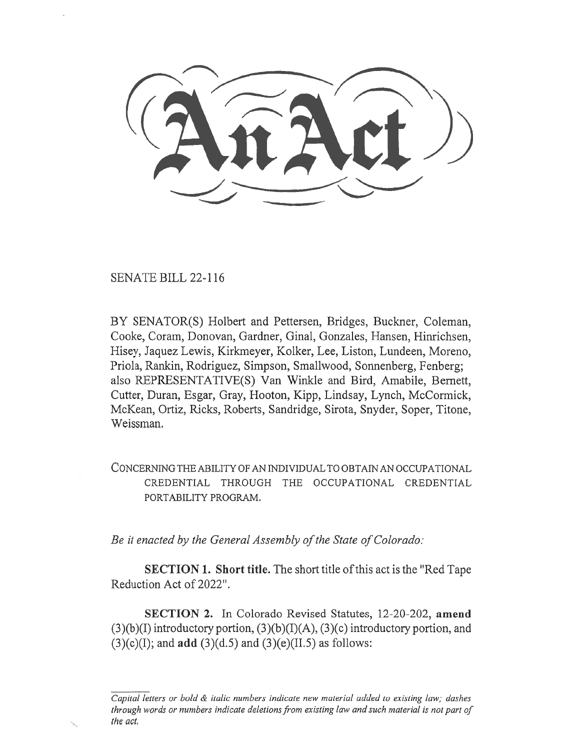# An Act

SENATE BILL 22-116

BY SENATOR(S) Holbert and Pettersen, Bridges, Buckner, Coleman, Cooke, Coram, Donovan, Gardner, Ginal, Gonzales, Hansen, Hinrichsen, Hisey, Jaquez Lewis, Kirkmeyer, Kolker, Lee, Liston, Lundeen, Moreno, Priola, Rankin, Rodriguez, Simpson, Smallwood, Sonnenberg, Fenberg; also REPRESENTATIVE(S) Van Winkle and Bird, Amabile, Bernett, Cutter, Duran, Esgar, Gray, Hooton, Kipp, Lindsay, Lynch, McCormick, McKean, Ortiz, Ricks, Roberts, Sandridge, Sirota, Snyder, Soper, Titone, Weissman.

CONCERNING THE ABILITY OF AN INDIVIDUAL TO OBTAIN AN OCCUPATIONAL CREDENTIAL THROUGH THE OCCUPATIONAL CREDENTIAL PORTABILITY PROGRAM.

*Be it enacted by the General Assembly of the State of Colorado:*

**SECTION 1. Short title.** The short title of this act is the "Red Tape Reduction Act of 2022".

**SECTION 2.** In Colorado Revised Statutes, 12-20-202, **amend** (3)(b)(I) introductory portion, (3)(b)(I)(A), (3)(c) introductory portion, and (3)(c)(I); and **add** (3)(d.5) and (3)(e)(II.5) as follows:

*Capital letters or bold & italic numbers indicate new material added to existing law; dashes through words or numbers indicate deletions from existing law and such material is not part of the act.*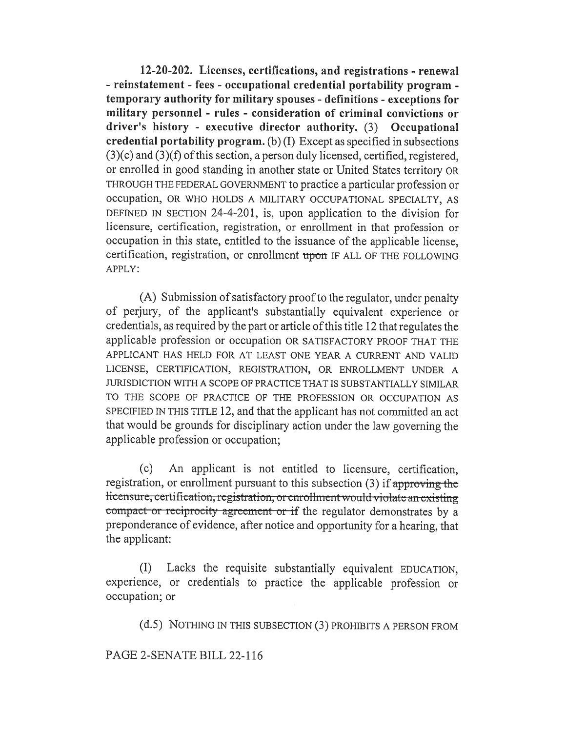**12-20-202. Licenses, certifications, and registrations - renewal - reinstatement - fees - occupational credential portability program - temporary authority for military spouses - definitions - exceptions for military personnel - rules - consideration of criminal convictions or driver's history - executive director authority.** (3) **Occupational credential portability program.** (b) (I) Except as specified in subsections (3)(c) and (3)(f) of this section, a person duly licensed, certified, registered, or enrolled in good standing in another state or United States territory OR THROUGH THE FEDERAL GOVERNMENT to practice a particular profession or occupation, OR WHO HOLDS A MILITARY OCCUPATIONAL SPECIALTY, AS DEFINED IN SECTION 24-4-201, is, upon application to the division for licensure, certification, registration, or enrollment in that profession or occupation in this state, entitled to the issuance of the applicable license, certification, registration, or enrollment ~~upon~~ IF ALL OF THE FOLLOWING APPLY:

(A) Submission of satisfactory proof to the regulator, under penalty of perjury, of the applicant's substantially equivalent experience or credentials, as required by the part or article of this title 12 that regulates the applicable profession or occupation OR SATISFACTORY PROOF THAT THE APPLICANT HAS HELD FOR AT LEAST ONE YEAR A CURRENT AND VALID LICENSE, CERTIFICATION, REGISTRATION, OR ENROLLMENT UNDER A JURISDICTION WITH A SCOPE OF PRACTICE THAT IS SUBSTANTIALLY SIMILAR TO THE SCOPE OF PRACTICE OF THE PROFESSION OR OCCUPATION AS SPECIFIED IN THIS TITLE 12, and that the applicant has not committed an act that would be grounds for disciplinary action under the law governing the applicable profession or occupation;

(c) An applicant is not entitled to licensure, certification, registration, or enrollment pursuant to this subsection (3) if ~~approving the licensure, certification, registration, or enrollment would violate an existing compact or reciprocity agreement or if~~ the regulator demonstrates by a preponderance of evidence, after notice and opportunity for a hearing, that the applicant:

(I) Lacks the requisite substantially equivalent EDUCATION, experience, or credentials to practice the applicable profession or occupation; or

(d.5) NOTHING IN THIS SUBSECTION (3) PROHIBITS A PERSON FROM

PAGE 2-SENATE BILL 22-116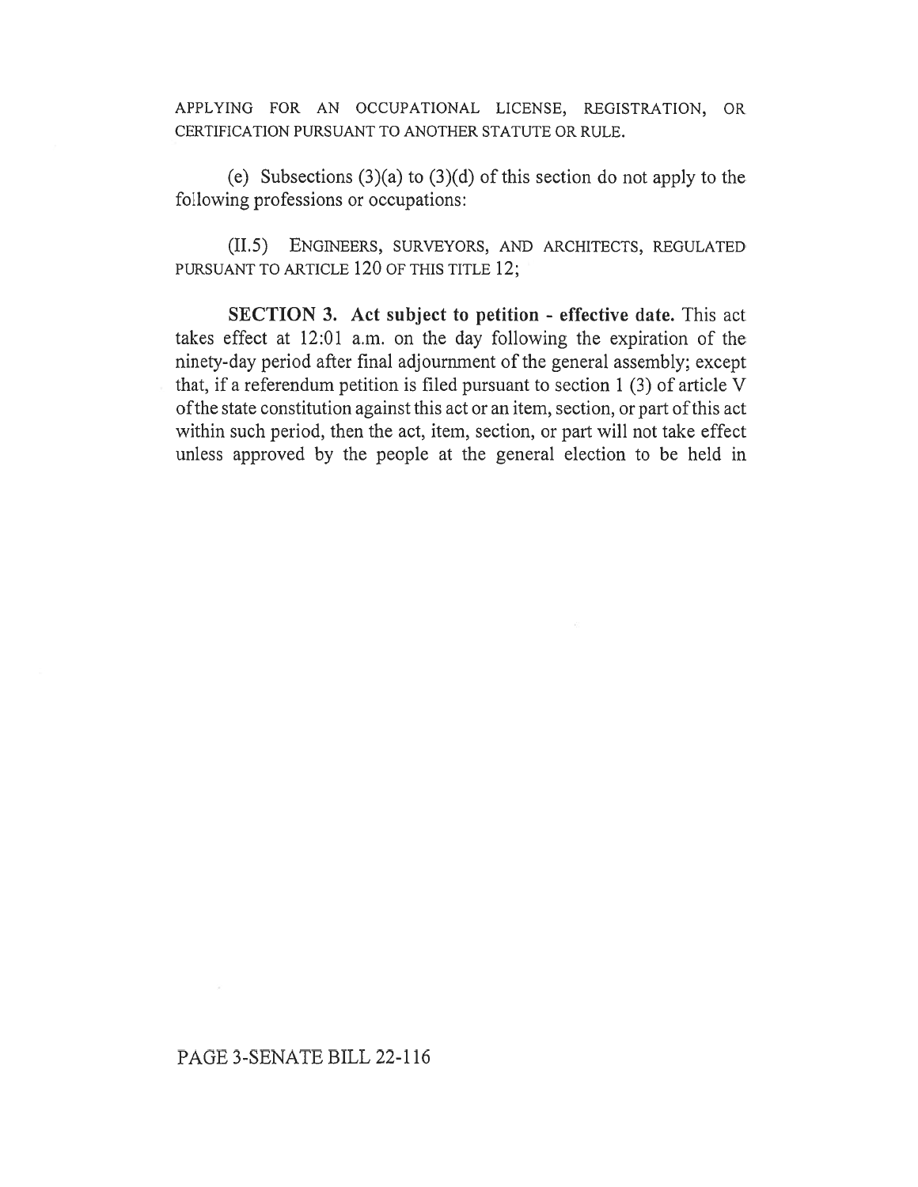APPLYING FOR AN OCCUPATIONAL LICENSE, REGISTRATION, OR CERTIFICATION PURSUANT TO ANOTHER STATUTE OR RULE.

(e) Subsections (3)(a) to (3)(d) of this section do not apply to the following professions or occupations:

(II.5) ENGINEERS, SURVEYORS, AND ARCHITECTS, REGULATED PURSUANT TO ARTICLE 120 OF THIS TITLE 12;

**SECTION 3. Act subject to petition - effective date.** This act takes effect at 12:01 a.m. on the day following the expiration of the ninety-day period after final adjournment of the general assembly; except that, if a referendum petition is filed pursuant to section 1 (3) of article V of the state constitution against this act or an item, section, or part of this act within such period, then the act, item, section, or part will not take effect unless approved by the people at the general election to be held in

PAGE 3-SENATE BILL 22-116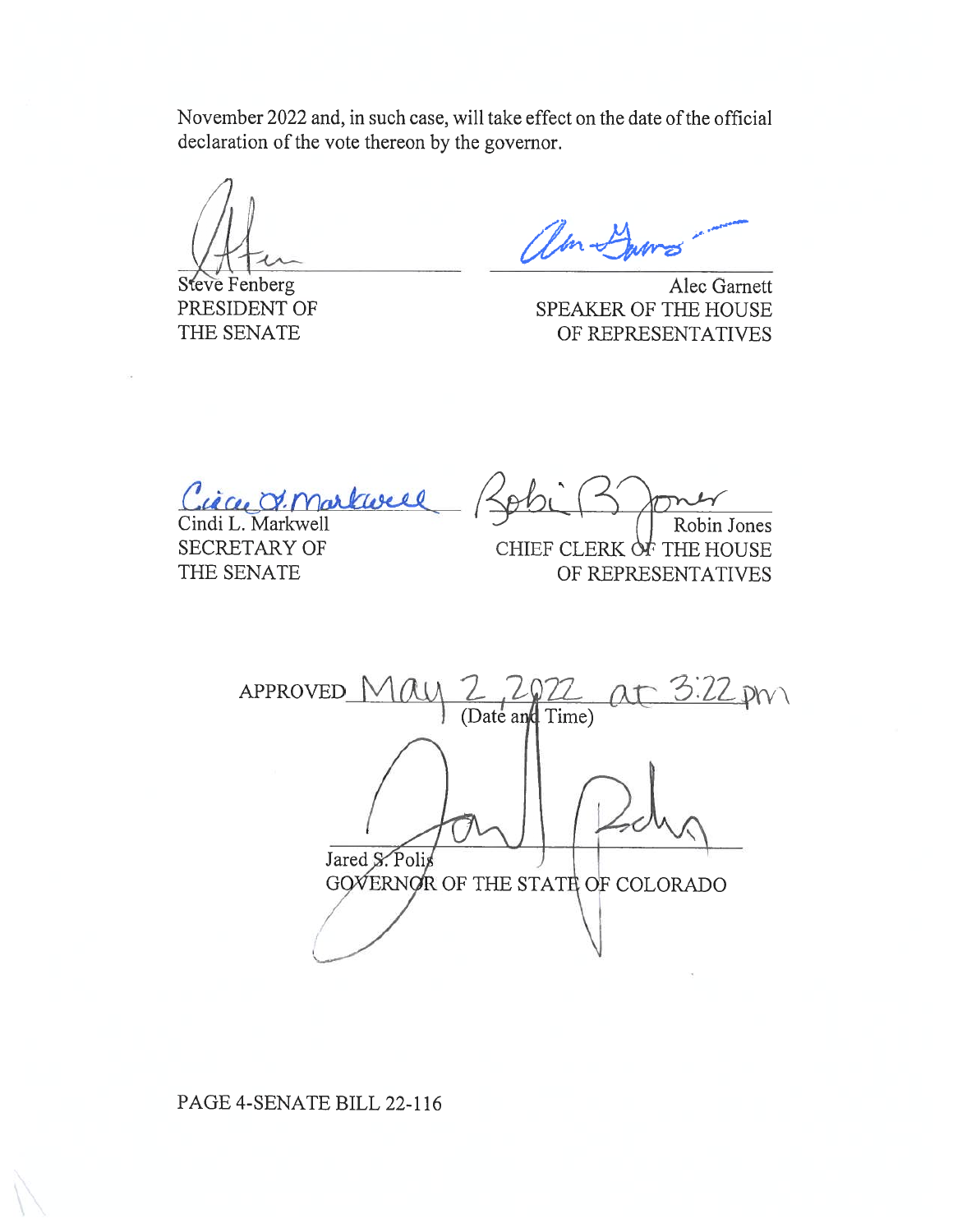November 2022 and, in such case, will take effect on the date of the official declaration of the vote thereon by the governor.

Steve Fenberg
PRESIDENT OF
THE SENATE

Alec Garnett
SPEAKER OF THE HOUSE
OF REPRESENTATIVES

Cindi L. Markwell
SECRETARY OF
THE SENATE

Robin Jones
CHIEF CLERK OF THE HOUSE
OF REPRESENTATIVES

APPROVED May 2, 2022 at 3:22 pm
(Date and Time)

Jared S. Polis
GOVERNOR OF THE STATE OF COLORADO

PAGE 4-SENATE BILL 22-116